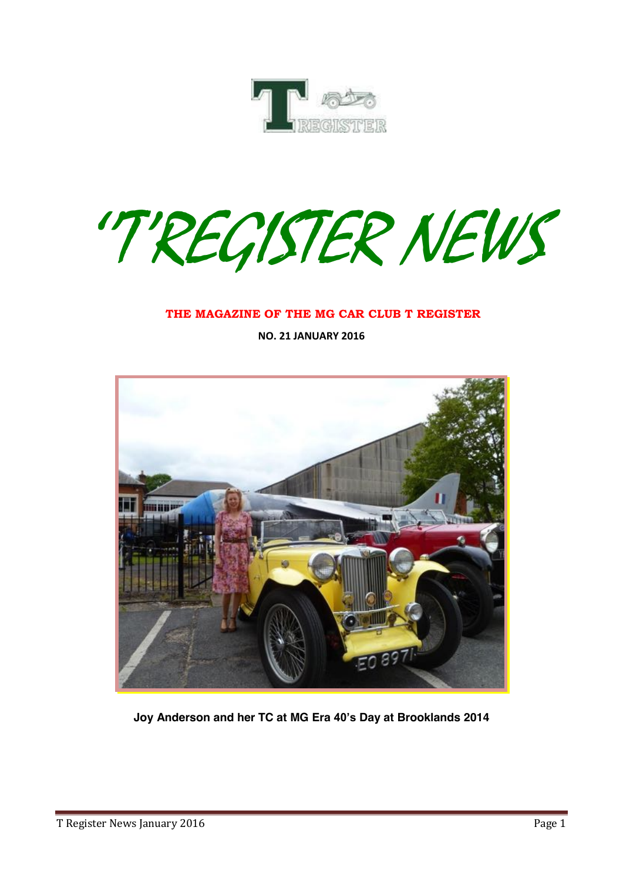# 'T'REGISTER NEWS

**THE MAGAZINE OF THE MG CAR CLUB T REGISTER**

**NO. 21 JANUARY 2016**

**Joy Anderson and her TC at MG Era 40's Day at Brooklands 2014**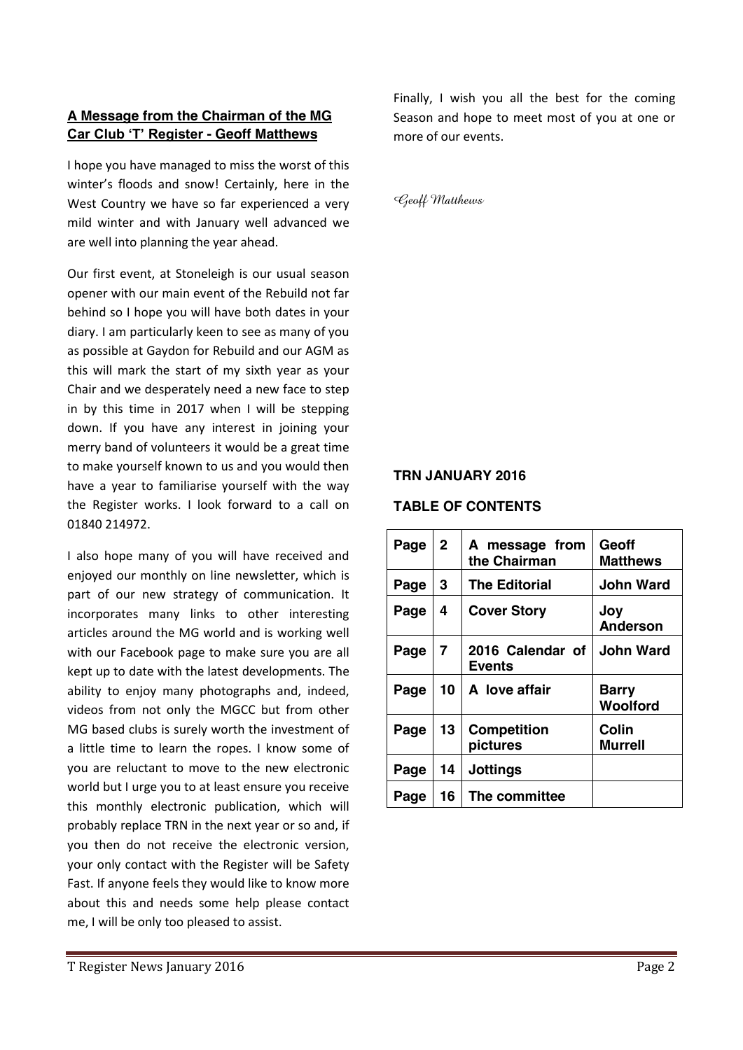## A Message from the Chairman of the MG Car Club 'T' Register - Geoff Matthews

I hope you have managed to miss the worst of this winter's floods and snow! Certainly, here in the West Country we have so far experienced a very mild winter and with January well advanced we are well into planning the year ahead.

Our first event, at Stoneleigh is our usual season opener with our main event of the Rebuild not far behind so I hope you will have both dates in your diary. I am particularly keen to see as many of you as possible at Gaydon for Rebuild and our AGM as this will mark the start of my sixth year as your Chair and we desperately need a new face to step in by this time in 2017 when I will be stepping down. If you have any interest in joining your merry band of volunteers it would be a great time to make yourself known to us and you would then have a year to familiarise yourself with the way the Register works. I look forward to a call on 01840 214972.

I also hope many of you will have received and enjoyed our monthly on line newsletter, which is part of our new strategy of communication. It incorporates many links to other interesting articles around the MG world and is working well with our Facebook page to make sure you are all kept up to date with the latest developments. The ability to enjoy many photographs and, indeed, videos from not only the MGCC but from other MG based clubs is surely worth the investment of a little time to learn the ropes. I know some of you are reluctant to move to the new electronic world but I urge you to at least ensure you receive this monthly electronic publication, which will probably replace TRN in the next year or so and, if you then do not receive the electronic version, your only contact with the Register will be Safety Fast. If anyone feels they would like to know more about this and needs some help please contact me, I will be only too pleased to assist.

Finally, I wish you all the best for the coming Season and hope to meet most of you at one or more of our events.

*Geoff Matthews*

### TRN JANUARY 2016

### TABLE OF CONTENTS

| Page | 2 | A message from the Chairman | Geoff Matthews |
|---|---|---|---|
| Page | 3 | The Editorial | John Ward |
| Page | 4 | Cover Story | Joy Anderson |
| Page | 7 | 2016 Calendar of Events | John Ward |
| Page | 10 | A love affair | Barry Woolford |
| Page | 13 | Competition pictures | Colin Murrell |
| Page | 14 | Jottings | |
| Page | 16 | The committee | |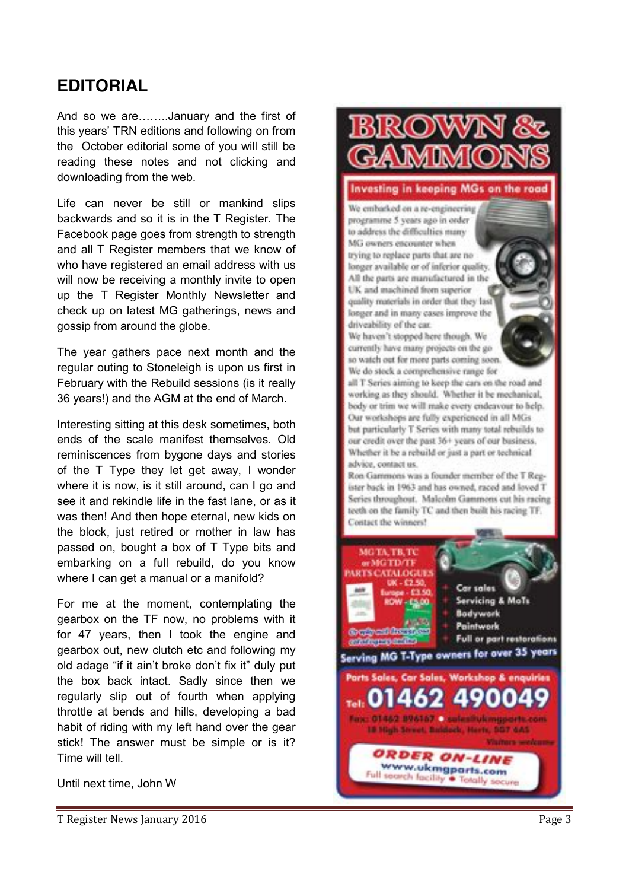# EDITORIAL

And so we are……..January and the first of this years' TRN editions and following on from the October editorial some of you will still be reading these notes and not clicking and downloading from the web.

Life can never be still or mankind slips backwards and so it is in the T Register. The Facebook page goes from strength to strength and all T Register members that we know of who have registered an email address with us will now be receiving a monthly invite to open up the T Register Monthly Newsletter and check up on latest MG gatherings, news and gossip from around the globe.

The year gathers pace next month and the regular outing to Stoneleigh is upon us first in February with the Rebuild sessions (is it really 36 years!) and the AGM at the end of March.

Interesting sitting at this desk sometimes, both ends of the scale manifest themselves. Old reminiscences from bygone days and stories of the T Type they let get away, I wonder where it is now, is it still around, can I go and see it and rekindle life in the fast lane, or as it was then! And then hope eternal, new kids on the block, just retired or mother in law has passed on, bought a box of T Type bits and embarking on a full rebuild, do you know where I can get a manual or a manifold?

For me at the moment, contemplating the gearbox on the TF now, no problems with it for 47 years, then I took the engine and gearbox out, new clutch etc and following my old adage "if it ain't broke don't fix it" duly put the box back intact. Sadly since then we regularly slip out of fourth when applying throttle at bends and hills, developing a bad habit of riding with my left hand over the gear stick! The answer must be simple or is it? Time will tell.

Until next time, John W

**BROWN & GAMMONS**

**Investing in keeping MGs on the road**

We embarked on a re-engineering programme 5 years ago in order to address the difficulties many MG owners encounter when trying to replace parts that are no longer available or of inferior quality. All the parts are manufactured in the UK and machined from superior quality materials in order that they last longer and in many cases improve the driveability of the car.

We haven't stopped here though. We currently have many projects on the go so watch out for more parts coming soon.

We do stock a comprehensive range for all T Series aiming to keep the cars on the road and working as they should. Whether it be mechanical, body or trim we will make every endeavour to help. Our workshops are fully experienced in all MGs but particularly T Series with many total rebuilds to our credit over the past 36+ years of our business. Whether it be a rebuild or just a part or technical advice, contact us.

Ron Gammons was a founder member of the T Register back in 1963 and has owned, raced and loved T Series throughout. Malcolm Gammons cut his racing teeth on the family TC and then built his racing TF. Contact the winners!

MG TA, TB, TC or MG TD/TF PARTS CATALOGUES UK - £2.50, Europe - £3.50, ROW - £5.00

Or apply and Browse our catalogues online

- Car sales
- Servicing & MoTs
- Bodywork
- Paintwork
- Full or part restorations

**Serving MG T-Type owners for over 35 years**

Parts Sales, Car Sales, Workshop & enquiries

Tel: 01462 490049

Fax: 01462 896167 • sales@ukmgparts.com
18 High Street, Baldock, Herts, SG7 6AS
Visitors welcome

**ORDER ON-LINE**
www.ukmgparts.com
Full search facility • Totally secure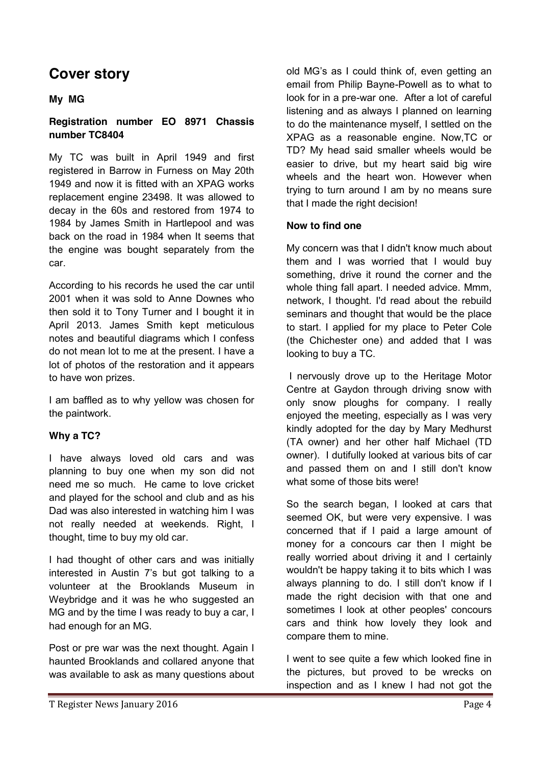# Cover story

**My MG**

**Registration number EO 8971 Chassis number TC8404**

My TC was built in April 1949 and first registered in Barrow in Furness on May 20th 1949 and now it is fitted with an XPAG works replacement engine 23498. It was allowed to decay in the 60s and restored from 1974 to 1984 by James Smith in Hartlepool and was back on the road in 1984 when It seems that the engine was bought separately from the car.

According to his records he used the car until 2001 when it was sold to Anne Downes who then sold it to Tony Turner and I bought it in April 2013. James Smith kept meticulous notes and beautiful diagrams which I confess do not mean lot to me at the present. I have a lot of photos of the restoration and it appears to have won prizes.

I am baffled as to why yellow was chosen for the paintwork.

**Why a TC?**

I have always loved old cars and was planning to buy one when my son did not need me so much. He came to love cricket and played for the school and club and as his Dad was also interested in watching him I was not really needed at weekends. Right, I thought, time to buy my old car.

I had thought of other cars and was initially interested in Austin 7's but got talking to a volunteer at the Brooklands Museum in Weybridge and it was he who suggested an MG and by the time I was ready to buy a car, I had enough for an MG.

Post or pre war was the next thought. Again I haunted Brooklands and collared anyone that was available to ask as many questions about old MG's as I could think of, even getting an email from Philip Bayne-Powell as to what to look for in a pre-war one. After a lot of careful listening and as always I planned on learning to do the maintenance myself, I settled on the XPAG as a reasonable engine. Now,TC or TD? My head said smaller wheels would be easier to drive, but my heart said big wire wheels and the heart won. However when trying to turn around I am by no means sure that I made the right decision!

**Now to find one**

My concern was that I didn't know much about them and I was worried that I would buy something, drive it round the corner and the whole thing fall apart. I needed advice. Mmm, network, I thought. I'd read about the rebuild seminars and thought that would be the place to start. I applied for my place to Peter Cole (the Chichester one) and added that I was looking to buy a TC.

I nervously drove up to the Heritage Motor Centre at Gaydon through driving snow with only snow ploughs for company. I really enjoyed the meeting, especially as I was very kindly adopted for the day by Mary Medhurst (TA owner) and her other half Michael (TD owner). I dutifully looked at various bits of car and passed them on and I still don't know what some of those bits were!

So the search began, I looked at cars that seemed OK, but were very expensive. I was concerned that if I paid a large amount of money for a concours car then I might be really worried about driving it and I certainly wouldn't be happy taking it to bits which I was always planning to do. I still don't know if I made the right decision with that one and sometimes I look at other peoples' concours cars and think how lovely they look and compare them to mine.

I went to see quite a few which looked fine in the pictures, but proved to be wrecks on inspection and as I knew I had not got the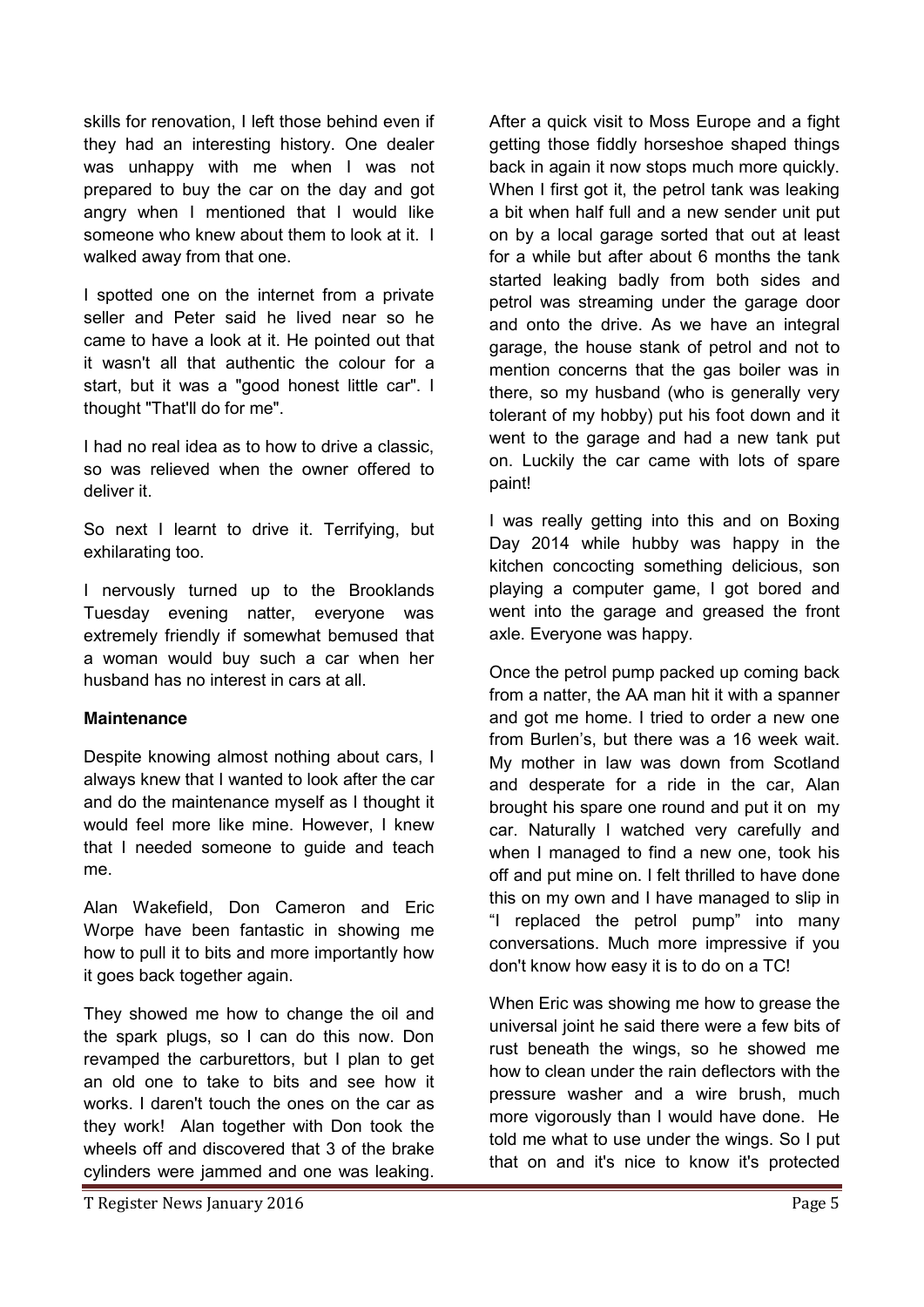skills for renovation, I left those behind even if they had an interesting history. One dealer was unhappy with me when I was not prepared to buy the car on the day and got angry when I mentioned that I would like someone who knew about them to look at it. I walked away from that one.

I spotted one on the internet from a private seller and Peter said he lived near so he came to have a look at it. He pointed out that it wasn't all that authentic the colour for a start, but it was a "good honest little car". I thought "That'll do for me".

I had no real idea as to how to drive a classic, so was relieved when the owner offered to deliver it.

So next I learnt to drive it. Terrifying, but exhilarating too.

I nervously turned up to the Brooklands Tuesday evening natter, everyone was extremely friendly if somewhat bemused that a woman would buy such a car when her husband has no interest in cars at all.

**Maintenance**

Despite knowing almost nothing about cars, I always knew that I wanted to look after the car and do the maintenance myself as I thought it would feel more like mine. However, I knew that I needed someone to guide and teach me.

Alan Wakefield, Don Cameron and Eric Worpe have been fantastic in showing me how to pull it to bits and more importantly how it goes back together again.

They showed me how to change the oil and the spark plugs, so I can do this now. Don revamped the carburettors, but I plan to get an old one to take to bits and see how it works. I daren't touch the ones on the car as they work! Alan together with Don took the wheels off and discovered that 3 of the brake cylinders were jammed and one was leaking. After a quick visit to Moss Europe and a fight getting those fiddly horseshoe shaped things back in again it now stops much more quickly. When I first got it, the petrol tank was leaking a bit when half full and a new sender unit put on by a local garage sorted that out at least for a while but after about 6 months the tank started leaking badly from both sides and petrol was streaming under the garage door and onto the drive. As we have an integral garage, the house stank of petrol and not to mention concerns that the gas boiler was in there, so my husband (who is generally very tolerant of my hobby) put his foot down and it went to the garage and had a new tank put on. Luckily the car came with lots of spare paint!

I was really getting into this and on Boxing Day 2014 while hubby was happy in the kitchen concocting something delicious, son playing a computer game, I got bored and went into the garage and greased the front axle. Everyone was happy.

Once the petrol pump packed up coming back from a natter, the AA man hit it with a spanner and got me home. I tried to order a new one from Burlen's, but there was a 16 week wait. My mother in law was down from Scotland and desperate for a ride in the car, Alan brought his spare one round and put it on my car. Naturally I watched very carefully and when I managed to find a new one, took his off and put mine on. I felt thrilled to have done this on my own and I have managed to slip in "I replaced the petrol pump" into many conversations. Much more impressive if you don't know how easy it is to do on a TC!

When Eric was showing me how to grease the universal joint he said there were a few bits of rust beneath the wings, so he showed me how to clean under the rain deflectors with the pressure washer and a wire brush, much more vigorously than I would have done. He told me what to use under the wings. So I put that on and it's nice to know it's protected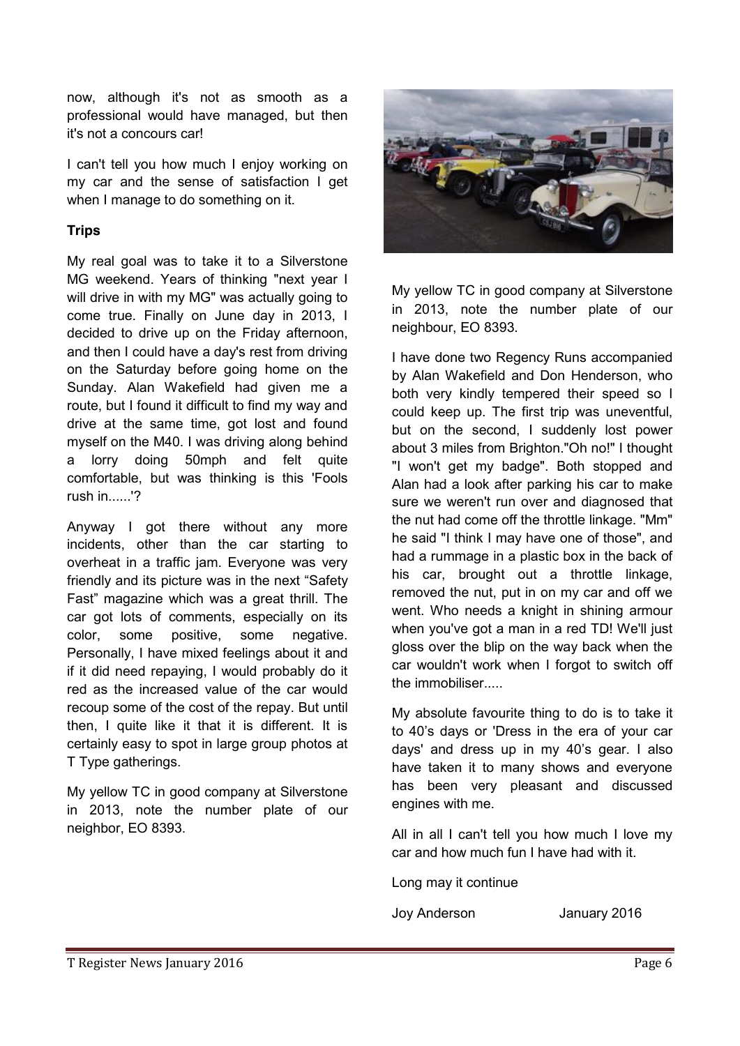now, although it's not as smooth as a professional would have managed, but then it's not a concours car!

I can't tell you how much I enjoy working on my car and the sense of satisfaction I get when I manage to do something on it.

**Trips**

My real goal was to take it to a Silverstone MG weekend. Years of thinking "next year I will drive in with my MG" was actually going to come true. Finally on June day in 2013, I decided to drive up on the Friday afternoon, and then I could have a day's rest from driving on the Saturday before going home on the Sunday. Alan Wakefield had given me a route, but I found it difficult to find my way and drive at the same time, got lost and found myself on the M40. I was driving along behind a lorry doing 50mph and felt quite comfortable, but was thinking is this 'Fools rush in......'?

Anyway I got there without any more incidents, other than the car starting to overheat in a traffic jam. Everyone was very friendly and its picture was in the next "Safety Fast" magazine which was a great thrill. The car got lots of comments, especially on its color, some positive, some negative. Personally, I have mixed feelings about it and if it did need repaying, I would probably do it red as the increased value of the car would recoup some of the cost of the repay. But until then, I quite like it that it is different. It is certainly easy to spot in large group photos at T Type gatherings.

My yellow TC in good company at Silverstone in 2013, note the number plate of our neighbor, EO 8393.

My yellow TC in good company at Silverstone in 2013, note the number plate of our neighbour, EO 8393.

I have done two Regency Runs accompanied by Alan Wakefield and Don Henderson, who both very kindly tempered their speed so I could keep up. The first trip was uneventful, but on the second, I suddenly lost power about 3 miles from Brighton."Oh no!" I thought "I won't get my badge". Both stopped and Alan had a look after parking his car to make sure we weren't run over and diagnosed that the nut had come off the throttle linkage. "Mm" he said "I think I may have one of those", and had a rummage in a plastic box in the back of his car, brought out a throttle linkage, removed the nut, put in on my car and off we went. Who needs a knight in shining armour when you've got a man in a red TD! We'll just gloss over the blip on the way back when the car wouldn't work when I forgot to switch off the immobiliser.....

My absolute favourite thing to do is to take it to 40's days or 'Dress in the era of your car days' and dress up in my 40's gear. I also have taken it to many shows and everyone has been very pleasant and discussed engines with me.

All in all I can't tell you how much I love my car and how much fun I have had with it.

Long may it continue

Joy Anderson January 2016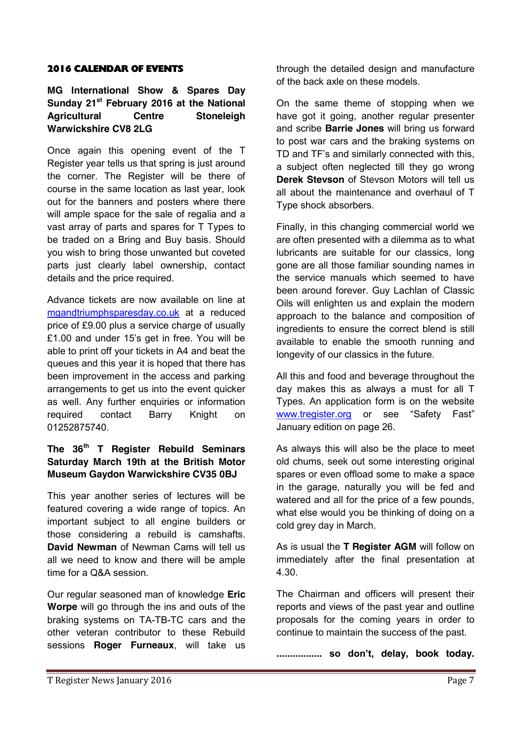## 2016 CALENDAR OF EVENTS

**MG International Show & Spares Day Sunday 21st February 2016 at the National Agricultural Centre Stoneleigh Warwickshire CV8 2LG**

Once again this opening event of the T Register year tells us that spring is just around the corner. The Register will be there of course in the same location as last year, look out for the banners and posters where there will ample space for the sale of regalia and a vast array of parts and spares for T Types to be traded on a Bring and Buy basis. Should you wish to bring those unwanted but coveted parts just clearly label ownership, contact details and the price required.

Advance tickets are now available on line at [mgandtriumphsparesday.co.uk](mgandtriumphsparesday.co.uk) at a reduced price of £9.00 plus a service charge of usually £1.00 and under 15's get in free. You will be able to print off your tickets in A4 and beat the queues and this year it is hoped that there has been improvement in the access and parking arrangements to get us into the event quicker as well. Any further enquiries or information required contact Barry Knight on 01252875740.

**The 36th T Register Rebuild Seminars Saturday March 19th at the British Motor Museum Gaydon Warwickshire CV35 0BJ**

This year another series of lectures will be featured covering a wide range of topics. An important subject to all engine builders or those considering a rebuild is camshafts. **David Newman** of Newman Cams will tell us all we need to know and there will be ample time for a Q&A session.

Our regular seasoned man of knowledge **Eric Worpe** will go through the ins and outs of the braking systems on TA-TB-TC cars and the other veteran contributor to these Rebuild sessions **Roger Furneaux**, will take us through the detailed design and manufacture of the back axle on these models.

On the same theme of stopping when we have got it going, another regular presenter and scribe **Barrie Jones** will bring us forward to post war cars and the braking systems on TD and TF's and similarly connected with this, a subject often neglected till they go wrong **Derek Stevson** of Stevson Motors will tell us all about the maintenance and overhaul of T Type shock absorbers.

Finally, in this changing commercial world we are often presented with a dilemma as to what lubricants are suitable for our classics, long gone are all those familiar sounding names in the service manuals which seemed to have been around forever. Guy Lachlan of Classic Oils will enlighten us and explain the modern approach to the balance and composition of ingredients to ensure the correct blend is still available to enable the smooth running and longevity of our classics in the future.

All this and food and beverage throughout the day makes this as always a must for all T Types. An application form is on the website [www.tregister.org](www.tregister.org) or see "Safety Fast" January edition on page 26.

As always this will also be the place to meet old chums, seek out some interesting original spares or even offload some to make a space in the garage, naturally you will be fed and watered and all for the price of a few pounds, what else would you be thinking of doing on a cold grey day in March.

As is usual the **T Register AGM** will follow on immediately after the final presentation at 4.30.

The Chairman and officers will present their reports and views of the past year and outline proposals for the coming years in order to continue to maintain the success of the past.

**................. so don't, delay, book today.**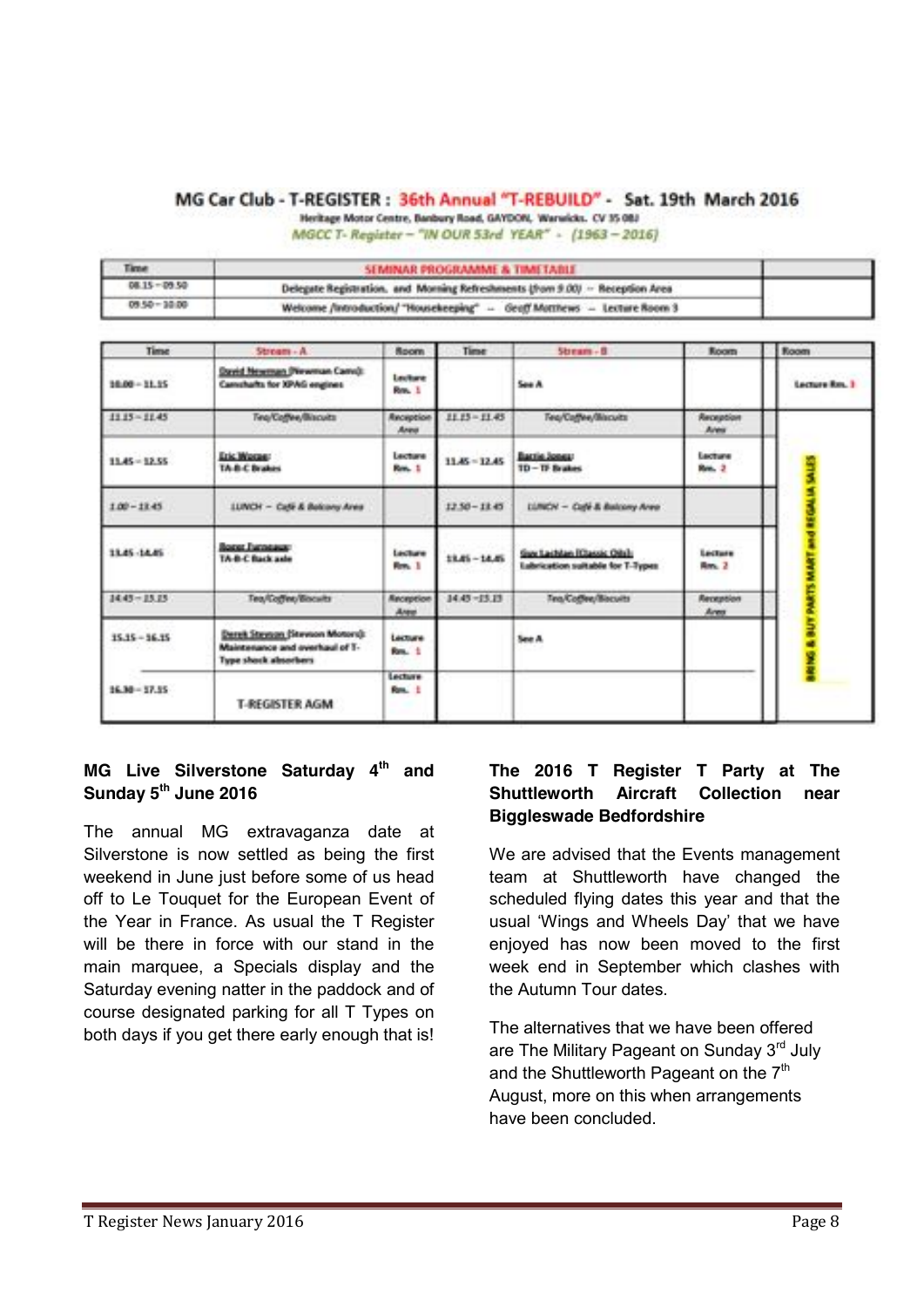## MG Car Club - T-REGISTER : 36th Annual "T-REBUILD" - Sat. 19th March 2016

Heritage Motor Centre, Banbury Road, GAYDON, Warwicks. CV 35 0BJ

*MGCC T- Register – "IN OUR 53rd YEAR" - (1963 – 2016)*

| Time | SEMINAR PROGRAMME & TIMETABLE | |
|---|---|---|
| 08.15 – 09.50 | Delegate Registration, and Morning Refreshments (from 9.00) – Reception Area | |
| 09.50 – 10.00 | Welcome /Introduction/ "Housekeeping" – Geoff Matthews – Lecture Room 3 | |

| Time | Stream - A | Room | Time | Stream - B | Room | Room |
|---|---|---|---|---|---|---|
| 10.00 – 11.15 | David Newman (Newman Cams): Camshafts for XPAG engines | Lecture Rm. 1 | | See A | | Lecture Rm. 3 |
| 11.15 – 11.45 | Tea/Coffee/Biscuits | Reception Area | 11.15 – 11.45 | Tea/Coffee/Biscuits | Reception Area | BRING & BUY PARTS MART and REGALIA SALES |
| 11.45 – 12.55 | Eric Worpe: TA-B-C Brakes | Lecture Rm. 1 | 11.45 – 12.45 | Barrie Jones: TD – TF Brakes | Lecture Rm. 2 | |
| 1.00 – 13.45 | LUNCH – Café & Balcony Area | | 12.50 – 13.45 | LUNCH – Café & Balcony Area | | |
| 13.45 -14.45 | Roger Furneaux: TA-B-C Back axle | Lecture Rm. 1 | 13.45 – 14.45 | Guy Lachlan (Classic Oils): Lubrication suitable for T-Types | Lecture Rm. 2 | |
| 14.45 – 15.15 | Tea/Coffee/Biscuits | Reception Area | 14.45 -15.15 | Tea/Coffee/Biscuits | Reception Area | |
| 15.15 – 16.15 | Derek Stevson (Stevson Motors): Maintenance and overhaul of T-Type shock absorbers | Lecture Rm. 1 | | See A | | |
| 16.30 – 17.15 | T-REGISTER AGM | Lecture Rm. 1 | | | | |

### MG Live Silverstone Saturday 4th and Sunday 5th June 2016

The annual MG extravaganza date at Silverstone is now settled as being the first weekend in June just before some of us head off to Le Touquet for the European Event of the Year in France. As usual the T Register will be there in force with our stand in the main marquee, a Specials display and the Saturday evening natter in the paddock and of course designated parking for all T Types on both days if you get there early enough that is!

### The 2016 T Register T Party at The Shuttleworth Aircraft Collection near Biggleswade Bedfordshire

We are advised that the Events management team at Shuttleworth have changed the scheduled flying dates this year and that the usual 'Wings and Wheels Day' that we have enjoyed has now been moved to the first week end in September which clashes with the Autumn Tour dates.

The alternatives that we have been offered are The Military Pageant on Sunday 3rd July and the Shuttleworth Pageant on the 7th August, more on this when arrangements have been concluded.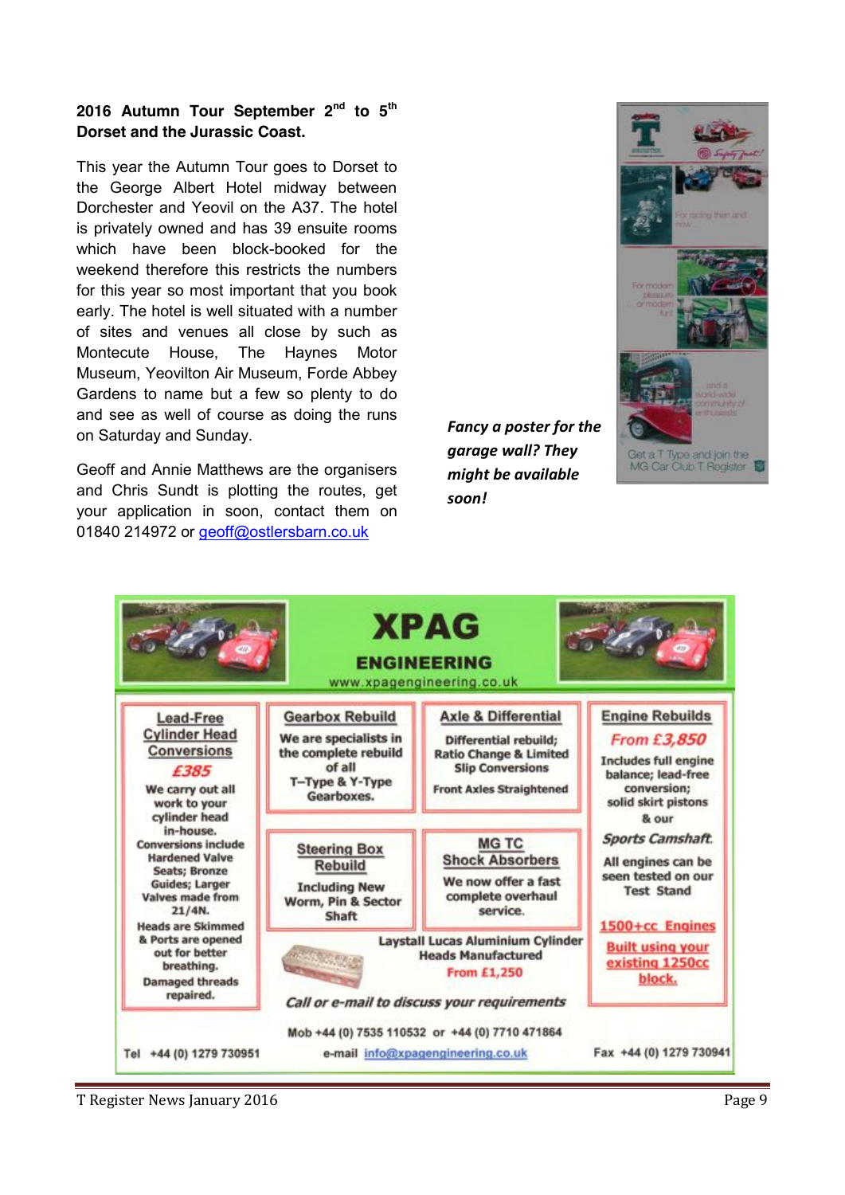**2016 Autumn Tour September 2nd to 5th Dorset and the Jurassic Coast.**

This year the Autumn Tour goes to Dorset to the George Albert Hotel midway between Dorchester and Yeovil on the A37. The hotel is privately owned and has 39 ensuite rooms which have been block-booked for the weekend therefore this restricts the numbers for this year so most important that you book early. The hotel is well situated with a number of sites and venues all close by such as Montecute House, The Haynes Motor Museum, Yeovilton Air Museum, Forde Abbey Gardens to name but a few so plenty to do and see as well of course as doing the runs on Saturday and Sunday.

Geoff and Annie Matthews are the organisers and Chris Sundt is plotting the routes, get your application in soon, contact them on 01840 214972 or geoff@ostlersbarn.co.uk

***Fancy a poster for the garage wall? They might be available soon!***

# XPAG ENGINEERING

www.xpagengineering.co.uk

**Lead-Free Cylinder Head Conversions**

**£385**

We carry out all work to your cylinder head in-house. Conversions include Hardened Valve Seats; Bronze Guides; Larger Valves made from 21/4N. Heads are Skimmed & Ports are opened out for better breathing. Damaged threads repaired.

**Gearbox Rebuild**

We are specialists in the complete rebuild of all T–Type & Y-Type Gearboxes.

**Axle & Differential**

Differential rebuild; Ratio Change & Limited Slip Conversions

Front Axles Straightened

**Engine Rebuilds**

**From £3,850**

Includes full engine balance; lead-free conversion; solid skirt pistons & our *Sports Camshaft.*

All engines can be seen tested on our Test Stand

**1500+cc Engines Built using your existing 1250cc block.**

**Steering Box Rebuild**

Including New Worm, Pin & Sector Shaft

**MG TC Shock Absorbers**

We now offer a fast complete overhaul service.

**Laystall Lucas Aluminium Cylinder Heads Manufactured**

**From £1,250**

*Call or e-mail to discuss your requirements*

Mob +44 (0) 7535 110532 or +44 (0) 7710 471864

Tel +44 (0) 1279 730951 e-mail info@xpagengineering.co.uk Fax +44 (0) 1279 730941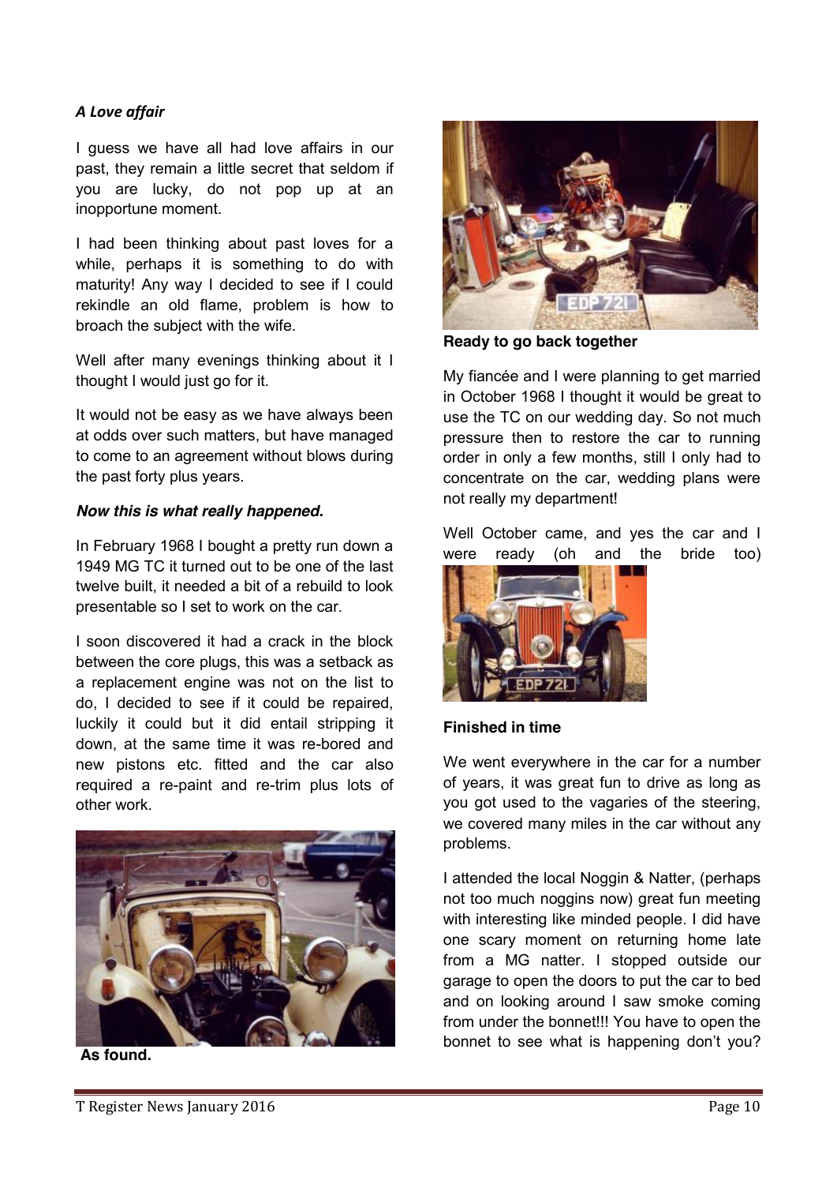### *A Love affair*

I guess we have all had love affairs in our past, they remain a little secret that seldom if you are lucky, do not pop up at an inopportune moment.

I had been thinking about past loves for a while, perhaps it is something to do with maturity! Any way I decided to see if I could rekindle an old flame, problem is how to broach the subject with the wife.

Well after many evenings thinking about it I thought I would just go for it.

It would not be easy as we have always been at odds over such matters, but have managed to come to an agreement without blows during the past forty plus years.

***Now this is what really happened.***

In February 1968 I bought a pretty run down a 1949 MG TC it turned out to be one of the last twelve built, it needed a bit of a rebuild to look presentable so I set to work on the car.

I soon discovered it had a crack in the block between the core plugs, this was a setback as a replacement engine was not on the list to do, I decided to see if it could be repaired, luckily it could but it did entail stripping it down, at the same time it was re-bored and new pistons etc. fitted and the car also required a re-paint and re-trim plus lots of other work.

**As found.**

**Ready to go back together**

My fiancée and I were planning to get married in October 1968 I thought it would be great to use the TC on our wedding day. So not much pressure then to restore the car to running order in only a few months, still I only had to concentrate on the car, wedding plans were not really my department!

Well October came, and yes the car and I were ready (oh and the bride too)

**Finished in time**

We went everywhere in the car for a number of years, it was great fun to drive as long as you got used to the vagaries of the steering, we covered many miles in the car without any problems.

I attended the local Noggin & Natter, (perhaps not too much noggins now) great fun meeting with interesting like minded people. I did have one scary moment on returning home late from a MG natter. I stopped outside our garage to open the doors to put the car to bed and on looking around I saw smoke coming from under the bonnet!!! You have to open the bonnet to see what is happening don't you?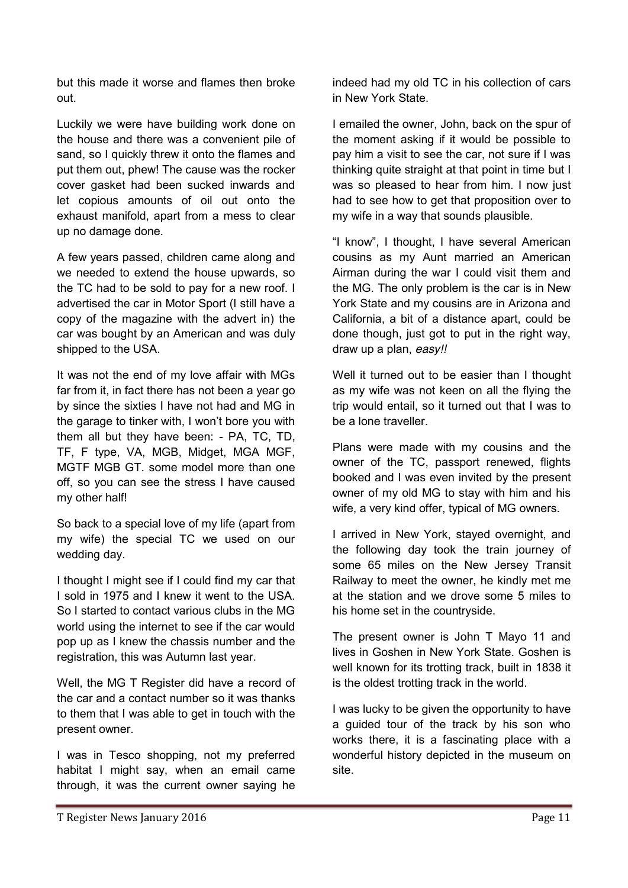but this made it worse and flames then broke out.

Luckily we were have building work done on the house and there was a convenient pile of sand, so I quickly threw it onto the flames and put them out, phew! The cause was the rocker cover gasket had been sucked inwards and let copious amounts of oil out onto the exhaust manifold, apart from a mess to clear up no damage done.

A few years passed, children came along and we needed to extend the house upwards, so the TC had to be sold to pay for a new roof. I advertised the car in Motor Sport (I still have a copy of the magazine with the advert in) the car was bought by an American and was duly shipped to the USA.

It was not the end of my love affair with MGs far from it, in fact there has not been a year go by since the sixties I have not had and MG in the garage to tinker with, I won't bore you with them all but they have been: - PA, TC, TD, TF, F type, VA, MGB, Midget, MGA MGF, MGTF MGB GT. some model more than one off, so you can see the stress I have caused my other half!

So back to a special love of my life (apart from my wife) the special TC we used on our wedding day.

I thought I might see if I could find my car that I sold in 1975 and I knew it went to the USA. So I started to contact various clubs in the MG world using the internet to see if the car would pop up as I knew the chassis number and the registration, this was Autumn last year.

Well, the MG T Register did have a record of the car and a contact number so it was thanks to them that I was able to get in touch with the present owner.

I was in Tesco shopping, not my preferred habitat I might say, when an email came through, it was the current owner saying he indeed had my old TC in his collection of cars in New York State.

I emailed the owner, John, back on the spur of the moment asking if it would be possible to pay him a visit to see the car, not sure if I was thinking quite straight at that point in time but I was so pleased to hear from him. I now just had to see how to get that proposition over to my wife in a way that sounds plausible.

"I know", I thought, I have several American cousins as my Aunt married an American Airman during the war I could visit them and the MG. The only problem is the car is in New York State and my cousins are in Arizona and California, a bit of a distance apart, could be done though, just got to put in the right way, draw up a plan, *easy!!*

Well it turned out to be easier than I thought as my wife was not keen on all the flying the trip would entail, so it turned out that I was to be a lone traveller.

Plans were made with my cousins and the owner of the TC, passport renewed, flights booked and I was even invited by the present owner of my old MG to stay with him and his wife, a very kind offer, typical of MG owners.

I arrived in New York, stayed overnight, and the following day took the train journey of some 65 miles on the New Jersey Transit Railway to meet the owner, he kindly met me at the station and we drove some 5 miles to his home set in the countryside.

The present owner is John T Mayo 11 and lives in Goshen in New York State. Goshen is well known for its trotting track, built in 1838 it is the oldest trotting track in the world.

I was lucky to be given the opportunity to have a guided tour of the track by his son who works there, it is a fascinating place with a wonderful history depicted in the museum on site.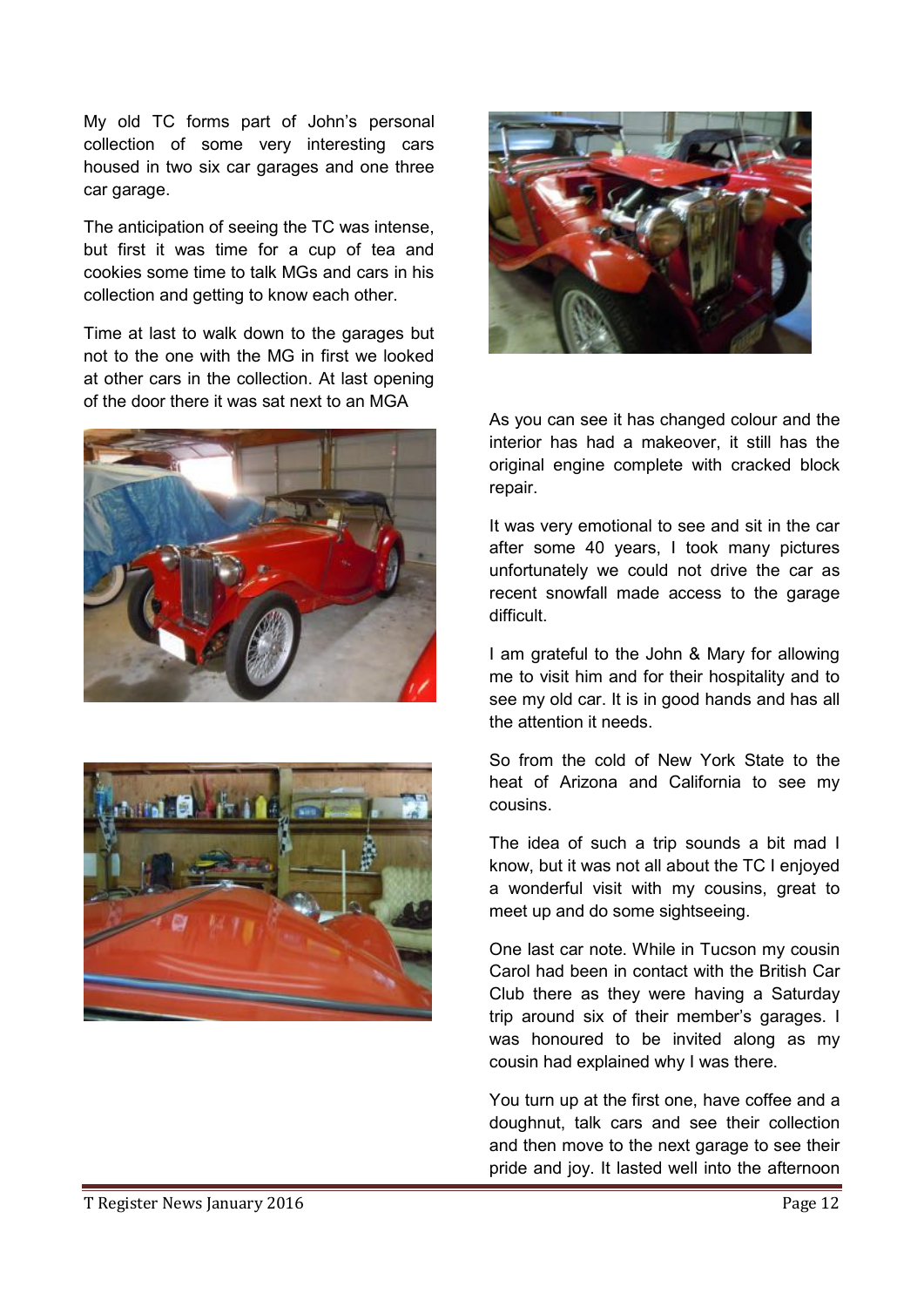My old TC forms part of John's personal collection of some very interesting cars housed in two six car garages and one three car garage.

The anticipation of seeing the TC was intense, but first it was time for a cup of tea and cookies some time to talk MGs and cars in his collection and getting to know each other.

Time at last to walk down to the garages but not to the one with the MG in first we looked at other cars in the collection. At last opening of the door there it was sat next to an MGA

As you can see it has changed colour and the interior has had a makeover, it still has the original engine complete with cracked block repair.

It was very emotional to see and sit in the car after some 40 years, I took many pictures unfortunately we could not drive the car as recent snowfall made access to the garage difficult.

I am grateful to the John & Mary for allowing me to visit him and for their hospitality and to see my old car. It is in good hands and has all the attention it needs.

So from the cold of New York State to the heat of Arizona and California to see my cousins.

The idea of such a trip sounds a bit mad I know, but it was not all about the TC I enjoyed a wonderful visit with my cousins, great to meet up and do some sightseeing.

One last car note. While in Tucson my cousin Carol had been in contact with the British Car Club there as they were having a Saturday trip around six of their member's garages. I was honoured to be invited along as my cousin had explained why I was there.

You turn up at the first one, have coffee and a doughnut, talk cars and see their collection and then move to the next garage to see their pride and joy. It lasted well into the afternoon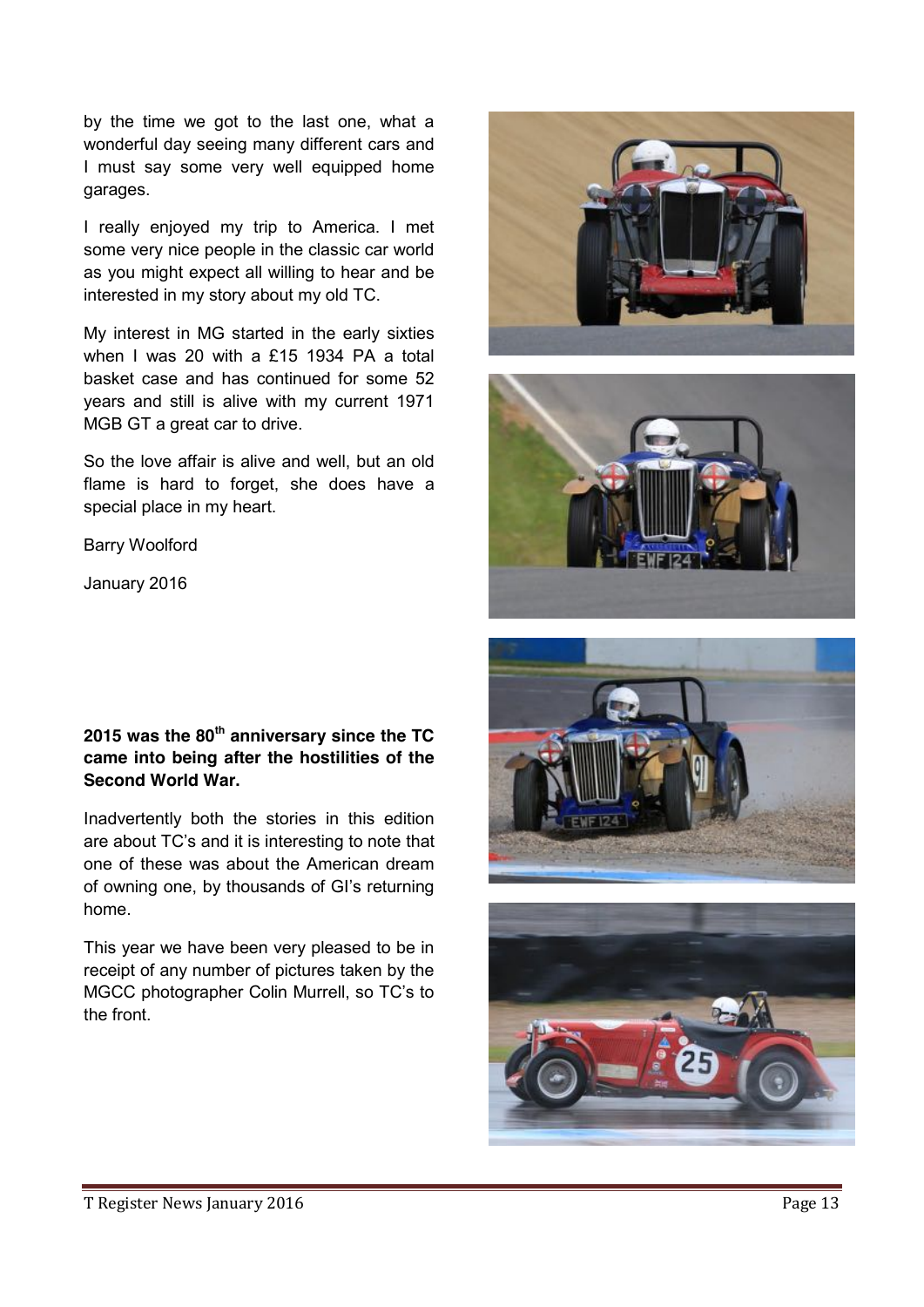by the time we got to the last one, what a wonderful day seeing many different cars and I must say some very well equipped home garages.

I really enjoyed my trip to America. I met some very nice people in the classic car world as you might expect all willing to hear and be interested in my story about my old TC.

My interest in MG started in the early sixties when I was 20 with a £15 1934 PA a total basket case and has continued for some 52 years and still is alive with my current 1971 MGB GT a great car to drive.

So the love affair is alive and well, but an old flame is hard to forget, she does have a special place in my heart.

Barry Woolford

January 2016

**2015 was the 80th anniversary since the TC came into being after the hostilities of the Second World War.**

Inadvertently both the stories in this edition are about TC's and it is interesting to note that one of these was about the American dream of owning one, by thousands of GI's returning home.

This year we have been very pleased to be in receipt of any number of pictures taken by the MGCC photographer Colin Murrell, so TC's to the front.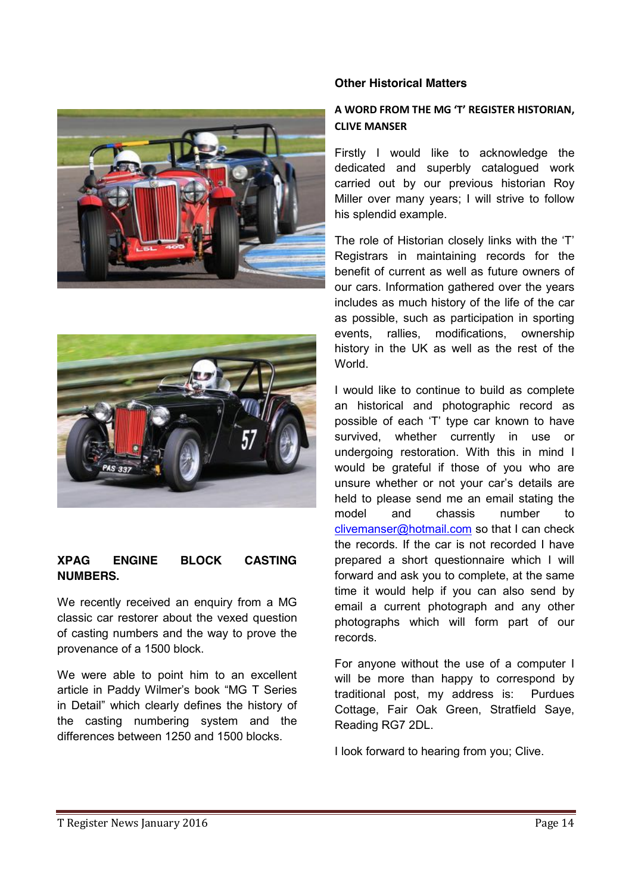## XPAG ENGINE BLOCK CASTING NUMBERS.

We recently received an enquiry from a MG classic car restorer about the vexed question of casting numbers and the way to prove the provenance of a 1500 block.

We were able to point him to an excellent article in Paddy Wilmer's book "MG T Series in Detail" which clearly defines the history of the casting numbering system and the differences between 1250 and 1500 blocks.

## Other Historical Matters

### A WORD FROM THE MG 'T' REGISTER HISTORIAN, CLIVE MANSER

Firstly I would like to acknowledge the dedicated and superbly catalogued work carried out by our previous historian Roy Miller over many years; I will strive to follow his splendid example.

The role of Historian closely links with the 'T' Registrars in maintaining records for the benefit of current as well as future owners of our cars. Information gathered over the years includes as much history of the life of the car as possible, such as participation in sporting events, rallies, modifications, ownership history in the UK as well as the rest of the World.

I would like to continue to build as complete an historical and photographic record as possible of each 'T' type car known to have survived, whether currently in use or undergoing restoration. With this in mind I would be grateful if those of you who are unsure whether or not your car's details are held to please send me an email stating the model and chassis number to clivemanser@hotmail.com so that I can check the records. If the car is not recorded I have prepared a short questionnaire which I will forward and ask you to complete, at the same time it would help if you can also send by email a current photograph and any other photographs which will form part of our records.

For anyone without the use of a computer I will be more than happy to correspond by traditional post, my address is: Purdues Cottage, Fair Oak Green, Stratfield Saye, Reading RG7 2DL.

I look forward to hearing from you; Clive.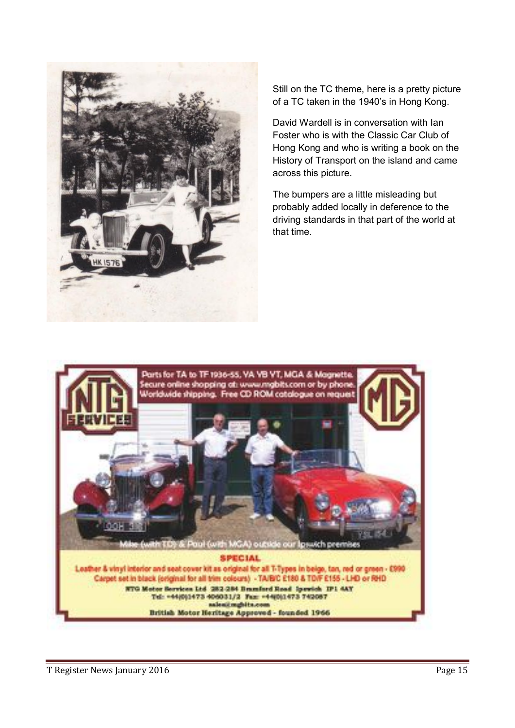Still on the TC theme, here is a pretty picture of a TC taken in the 1940's in Hong Kong.

David Wardell is in conversation with Ian Foster who is with the Classic Car Club of Hong Kong and who is writing a book on the History of Transport on the island and came across this picture.

The bumpers are a little misleading but probably added locally in deference to the driving standards in that part of the world at that time.

Parts for TA to TF 1936-55, YA YB YT, MGA & Magnette.
Secure online shopping at: www.mgbits.com or by phone.
Worldwide shipping. Free CD ROM catalogue on request

Mike (with TD) & Paul (with MGA) outside our Ipswich premises

**SPECIAL**

Leather & vinyl interior and seat cover kit as original for all T-Types in beige, tan, red or green - £990
Carpet set in black (original for all trim colours) - TA/B/C £180 & TD/F £155 - LHD or RHD

NTG Motor Services Ltd 282-284 Bramford Road Ipswich IP1 4AY
Tel: +44(0)1473 406031/2 Fax: +44(0)1473 742087
sales@mgbits.com
British Motor Heritage Approved - founded 1966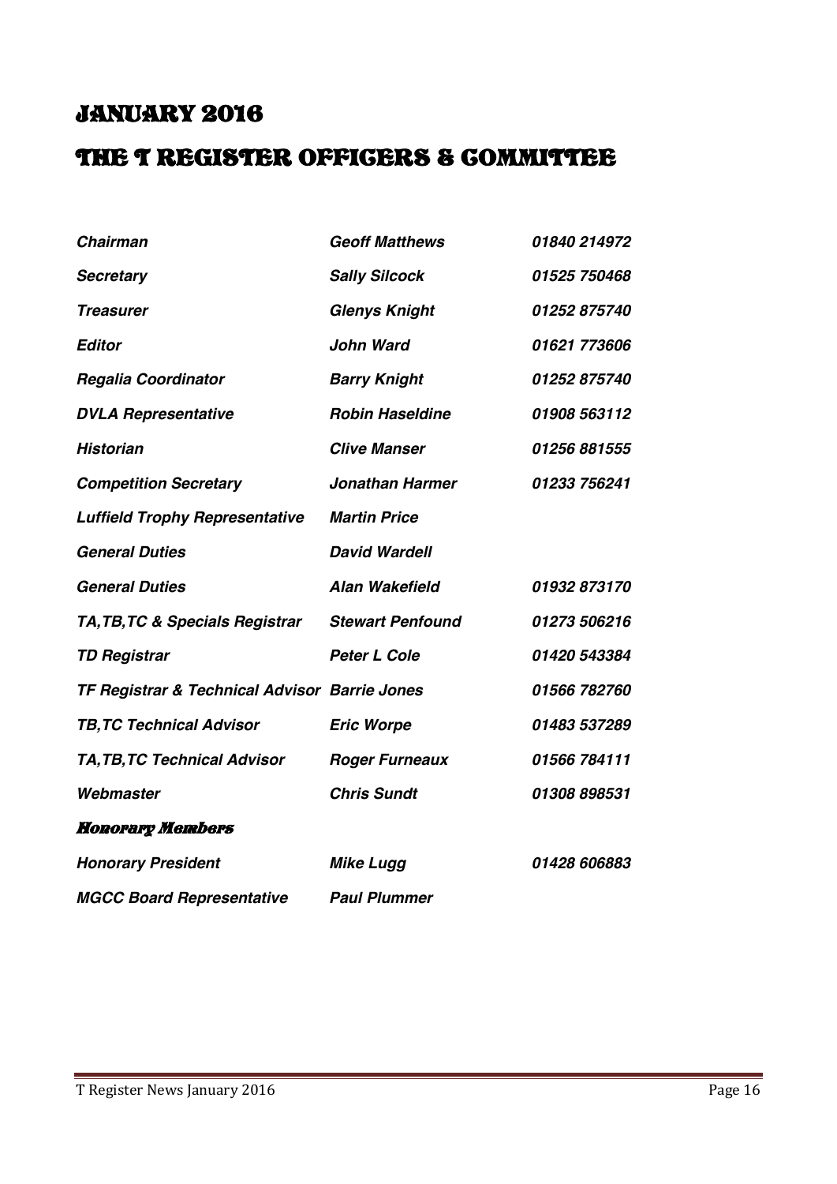# JANUARY 2016

# THE T REGISTER OFFICERS & COMMITTEE

| | | |
|---|---|---|
| ***Chairman*** | ***Geoff Matthews*** | ***01840 214972*** |
| ***Secretary*** | ***Sally Silcock*** | ***01525 750468*** |
| ***Treasurer*** | ***Glenys Knight*** | ***01252 875740*** |
| ***Editor*** | ***John Ward*** | ***01621 773606*** |
| ***Regalia Coordinator*** | ***Barry Knight*** | ***01252 875740*** |
| ***DVLA Representative*** | ***Robin Haseldine*** | ***01908 563112*** |
| ***Historian*** | ***Clive Manser*** | ***01256 881555*** |
| ***Competition Secretary*** | ***Jonathan Harmer*** | ***01233 756241*** |
| ***Luffield Trophy Representative*** | ***Martin Price*** | |
| ***General Duties*** | ***David Wardell*** | |
| ***General Duties*** | ***Alan Wakefield*** | ***01932 873170*** |
| ***TA,TB,TC & Specials Registrar*** | ***Stewart Penfound*** | ***01273 506216*** |
| ***TD Registrar*** | ***Peter L Cole*** | ***01420 543384*** |
| ***TF Registrar & Technical Advisor*** | ***Barrie Jones*** | ***01566 782760*** |
| ***TB,TC Technical Advisor*** | ***Eric Worpe*** | ***01483 537289*** |
| ***TA,TB,TC Technical Advisor*** | ***Roger Furneaux*** | ***01566 784111*** |
| ***Webmaster*** | ***Chris Sundt*** | ***01308 898531*** |
| ***Honorary Members*** | | |
| ***Honorary President*** | ***Mike Lugg*** | ***01428 606883*** |
| ***MGCC Board Representative*** | ***Paul Plummer*** | |